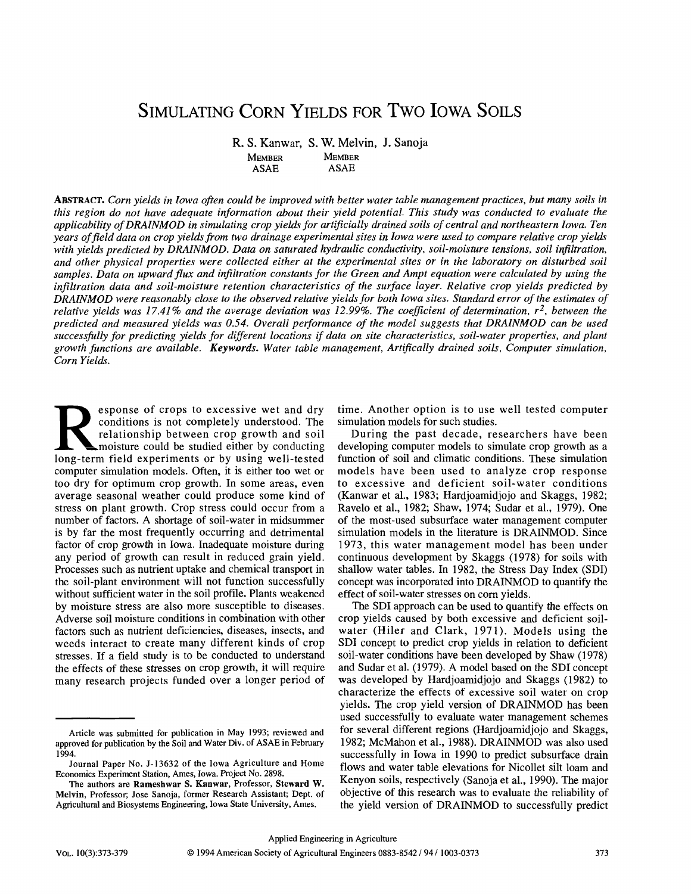# Simulating Corn Yields for Two Iowa Soils

R. S. Kanwar, S. W. Melvin, J. Sanoja
MEMBER ASAE MEMBER ASAE

***Abstract.*** *Corn yields in Iowa often could be improved with better water table management practices, but many soils in this region do not have adequate information about their yield potential. This study was conducted to evaluate the applicability of DRAINMOD in simulating crop yields for artificially drained soils of central and northeastern Iowa. Ten years of field data on crop yields from two drainage experimental sites in Iowa were used to compare relative crop yields with yields predicted by DRAINMOD. Data on saturated hydraulic conductivity, soil-moisture tensions, soil infiltration, and other physical properties were collected either at the experimental sites or in the laboratory on disturbed soil samples. Data on upward flux and infiltration constants for the Green and Ampt equation were calculated by using the infiltration data and soil-moisture retention characteristics of the surface layer. Relative crop yields predicted by DRAINMOD were reasonably close to the observed relative yields for both Iowa sites. Standard error of the estimates of relative yields was 17.41% and the average deviation was 12.99%. The coefficient of determination, $r^2$, between the predicted and measured yields was 0.54. Overall performance of the model suggests that DRAINMOD can be used successfully for predicting yields for different locations if data on site characteristics, soil-water properties, and plant growth functions are available.* ***Keywords.*** *Water table management, Artifically drained soils, Computer simulation, Corn Yields.*

Response of crops to excessive wet and dry conditions is not completely understood. The relationship between crop growth and soil moisture could be studied either by conducting long-term field experiments or by using well-tested computer simulation models. Often, it is either too wet or too dry for optimum crop growth. In some areas, even average seasonal weather could produce some kind of stress on plant growth. Crop stress could occur from a number of factors. A shortage of soil-water in midsummer is by far the most frequently occurring and detrimental factor of crop growth in Iowa. Inadequate moisture during any period of growth can result in reduced grain yield. Processes such as nutrient uptake and chemical transport in the soil-plant environment will not function successfully without sufficient water in the soil profile. Plants weakened by moisture stress are also more susceptible to diseases. Adverse soil moisture conditions in combination with other factors such as nutrient deficiencies, diseases, insects, and weeds interact to create many different kinds of crop stresses. If a field study is to be conducted to understand the effects of these stresses on crop growth, it will require many research projects funded over a longer period of time. Another option is to use well tested computer simulation models for such studies.

During the past decade, researchers have been developing computer models to simulate crop growth as a function of soil and climatic conditions. These simulation models have been used to analyze crop response to excessive and deficient soil-water conditions (Kanwar et al., 1983; Hardjoamidjojo and Skaggs, 1982; Ravelo et al., 1982; Shaw, 1974; Sudar et al., 1979). One of the most-used subsurface water management computer simulation models in the literature is DRAINMOD. Since 1973, this water management model has been under continuous development by Skaggs (1978) for soils with shallow water tables. In 1982, the Stress Day Index (SDI) concept was incorporated into DRAINMOD to quantify the effect of soil-water stresses on corn yields.

The SDI approach can be used to quantify the effects on crop yields caused by both excessive and deficient soil-water (Hiler and Clark, 1971). Models using the SDI concept to predict crop yields in relation to deficient soil-water conditions have been developed by Shaw (1978) and Sudar et al. (1979). A model based on the SDI concept was developed by Hardjoamidjojo and Skaggs (1982) to characterize the effects of excessive soil water on crop yields. The crop yield version of DRAINMOD has been used successfully to evaluate water management schemes for several different regions (Hardjoamidjojo and Skaggs, 1982; McMahon et al., 1988). DRAINMOD was also used successfully in Iowa in 1990 to predict subsurface drain flows and water table elevations for Nicollet silt loam and Kenyon soils, respectively (Sanoja et al., 1990). The major objective of this research was to evaluate the reliability of the yield version of DRAINMOD to successfully predict

---

Article was submitted for publication in May 1993; reviewed and approved for publication by the Soil and Water Div. of ASAE in February 1994.

Journal Paper No. J-13632 of the Iowa Agriculture and Home Economics Experiment Station, Ames, Iowa. Project No. 2898.

The authors are **Rameshwar S. Kanwar**, Professor, **Steward W. Melvin**, Professor; Jose Sanoja, former Research Assistant; Dept. of Agricultural and Biosystems Engineering, Iowa State University, Ames.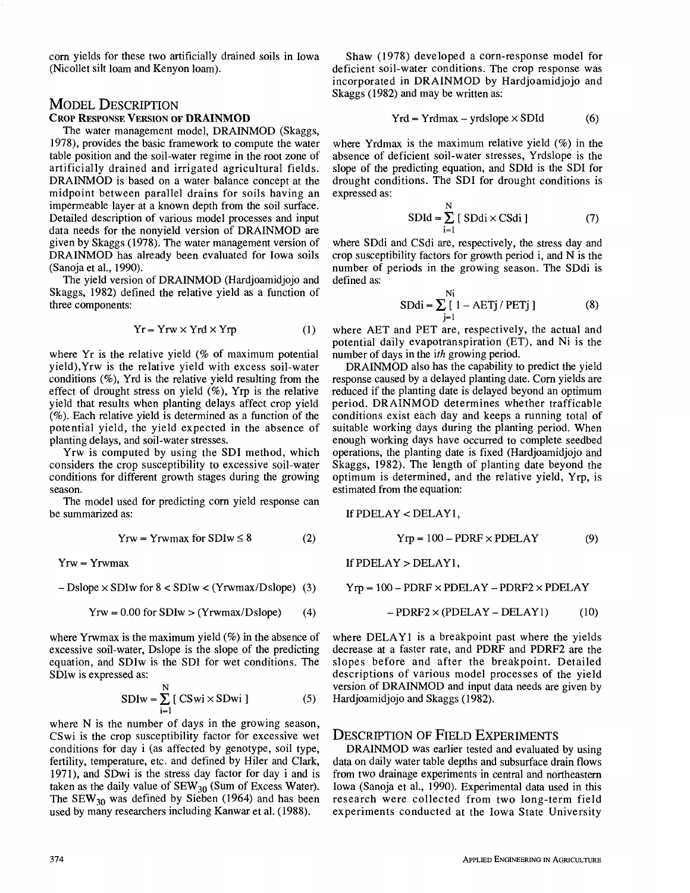corn yields for these two artificially drained soils in Iowa (Nicollet silt loam and Kenyon loam).

## MODEL DESCRIPTION

### CROP RESPONSE VERSION OF DRAINMOD

The water management model, DRAINMOD (Skaggs, 1978), provides the basic framework to compute the water table position and the soil-water regime in the root zone of artificially drained and irrigated agricultural fields. DRAINMOD is based on a water balance concept at the midpoint between parallel drains for soils having an impermeable layer at a known depth from the soil surface. Detailed description of various model processes and input data needs for the nonyield version of DRAINMOD are given by Skaggs (1978). The water management version of DRAINMOD has already been evaluated for Iowa soils (Sanoja et al., 1990).

The yield version of DRAINMOD (Hardjoamidjojo and Skaggs, 1982) defined the relative yield as a function of three components:

$$Yr = Yrw \times Yrd \times Yrp \quad (1)$$

where Yr is the relative yield (% of maximum potential yield),Yrw is the relative yield with excess soil-water conditions (%), Yrd is the relative yield resulting from the effect of drought stress on yield (%), Yrp is the relative yield that results when planting delays affect crop yield (%). Each relative yield is determined as a function of the potential yield, the yield expected in the absence of planting delays, and soil-water stresses.

Yrw is computed by using the SDI method, which considers the crop susceptibility to excessive soil-water conditions for different growth stages during the growing season.

The model used for predicting corn yield response can be summarized as:

$$Yrw = Yrwmax \text{ for } SDIw \leq 8 \quad (2)$$

$$Yrw = Yrwmax - Dslope \times SDIw \text{ for } 8 < SDIw < (Yrwmax/Dslope) \quad (3)$$

$$Yrw = 0.00 \text{ for } SDIw > (Yrwmax/Dslope) \quad (4)$$

where Yrwmax is the maximum yield (%) in the absence of excessive soil-water, Dslope is the slope of the predicting equation, and SDIw is the SDI for wet conditions. The SDIw is expressed as:

$$SDIw = \sum_{i=1}^{N} [\, CSwi \times SDwi \,] \quad (5)$$

where N is the number of days in the growing season, CSwi is the crop susceptibility factor for excessive wet conditions for day i (as affected by genotype, soil type, fertility, temperature, etc. and defined by Hiler and Clark, 1971), and SDwi is the stress day factor for day i and is taken as the daily value of $SEW_{30}$ (Sum of Excess Water). The $SEW_{30}$ was defined by Sieben (1964) and has been used by many researchers including Kanwar et al. (1988).

Shaw (1978) developed a corn-response model for deficient soil-water conditions. The crop response was incorporated in DRAINMOD by Hardjoamidjojo and Skaggs (1982) and may be written as:

$$Yrd = Yrdmax - yrdslope \times SDId \quad (6)$$

where Yrdmax is the maximum relative yield (%) in the absence of deficient soil-water stresses, Yrdslope is the slope of the predicting equation, and SDId is the SDI for drought conditions. The SDI for drought conditions is expressed as:

$$SDId = \sum_{i=1}^{N} [\, SDdi \times CSdi \,] \quad (7)$$

where SDdi and CSdi are, respectively, the stress day and crop susceptibility factors for growth period i, and N is the number of periods in the growing season. The SDdi is defined as:

$$SDdi = \sum_{j=1}^{Ni} [\, 1 - AETj / PETj \,] \quad (8)$$

where AET and PET are, respectively, the actual and potential daily evapotranspiration (ET), and Ni is the number of days in the *ith* growing period.

DRAINMOD also has the capability to predict the yield response caused by a delayed planting date. Corn yields are reduced if the planting date is delayed beyond an optimum period. DRAINMOD determines whether trafficable conditions exist each day and keeps a running total of suitable working days during the planting period. When enough working days have occurred to complete seedbed operations, the planting date is fixed (Hardjoamidjojo and Skaggs, 1982). The length of planting date beyond the optimum is determined, and the relative yield, Yrp, is estimated from the equation:

If PDELAY < DELAY1,

$$Yrp = 100 - PDRF \times PDELAY \quad (9)$$

If PDELAY > DELAY1,

$$Yrp = 100 - PDRF \times PDELAY - PDRF2 \times PDELAY - PDRF2 \times (PDELAY - DELAY1) \quad (10)$$

where DELAY1 is a breakpoint past where the yields decrease at a faster rate, and PDRF and PDRF2 are the slopes before and after the breakpoint. Detailed descriptions of various model processes of the yield version of DRAINMOD and input data needs are given by Hardjoamidjojo and Skaggs (1982).

## DESCRIPTION OF FIELD EXPERIMENTS

DRAINMOD was earlier tested and evaluated by using data on daily water table depths and subsurface drain flows from two drainage experiments in central and northeastern Iowa (Sanoja et al., 1990). Experimental data used in this research were collected from two long-term field experiments conducted at the Iowa State University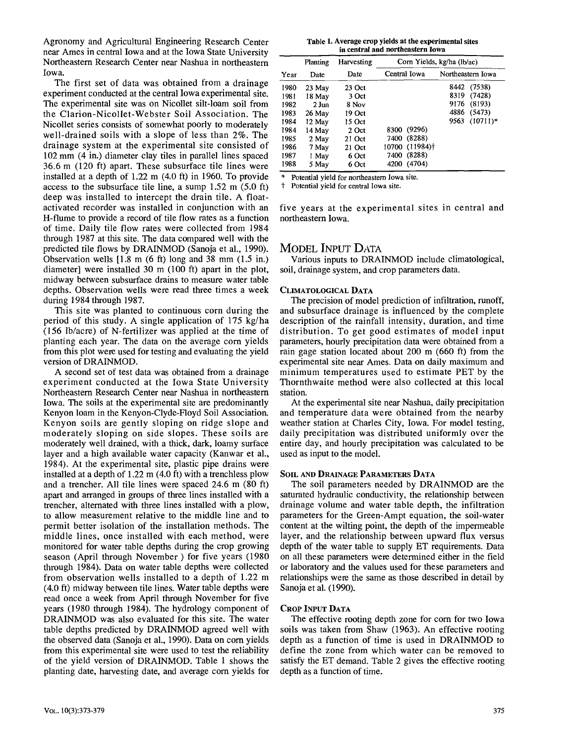Agronomy and Agricultural Engineering Research Center near Ames in central Iowa and at the Iowa State University Northeastern Research Center near Nashua in northeastern Iowa.

The first set of data was obtained from a drainage experiment conducted at the central Iowa experimental site. The experimental site was on Nicollet silt-loam soil from the Clarion-Nicollet-Webster Soil Association. The Nicollet series consists of somewhat poorly to moderately well-drained soils with a slope of less than 2%. The drainage system at the experimental site consisted of 102 mm (4 in.) diameter clay tiles in parallel lines spaced 36.6 m (120 ft) apart. These subsurface tile lines were installed at a depth of 1.22 m (4.0 ft) in 1960. To provide access to the subsurface tile line, a sump 1.52 m (5.0 ft) deep was installed to intercept the drain tile. A float-activated recorder was installed in conjunction with an H-flume to provide a record of tile flow rates as a function of time. Daily tile flow rates were collected from 1984 through 1987 at this site. The data compared well with the predicted tile flows by DRAINMOD (Sanoja et al., 1990). Observation wells [1.8 m (6 ft) long and 38 mm (1.5 in.) diameter] were installed 30 m (100 ft) apart in the plot, midway between subsurface drains to measure water table depths. Observation wells were read three times a week during 1984 through 1987.

This site was planted to continuous corn during the period of this study. A single application of 175 kg/ha (156 lb/acre) of N-fertilizer was applied at the time of planting each year. The data on the average corn yields from this plot were used for testing and evaluating the yield version of DRAINMOD.

A second set of test data was obtained from a drainage experiment conducted at the Iowa State University Northeastern Research Center near Nashua in northeastern Iowa. The soils at the experimental site are predominantly Kenyon loam in the Kenyon-Clyde-Floyd Soil Association. Kenyon soils are gently sloping on ridge slope and moderately sloping on side slopes. These soils are moderately well drained, with a thick, dark, loamy surface layer and a high available water capacity (Kanwar et al., 1984). At the experimental site, plastic pipe drains were installed at a depth of 1.22 m (4.0 ft) with a trenchless plow and a trencher. All tile lines were spaced 24.6 m (80 ft) apart and arranged in groups of three lines installed with a trencher, alternated with three lines installed with a plow, to allow measurement relative to the middle line and to permit better isolation of the installation methods. The middle lines, once installed with each method, were monitored for water table depths during the crop growing season (April through November ) for five years (1980 through 1984). Data on water table depths were collected from observation wells installed to a depth of 1.22 m (4.0 ft) midway between tile lines. Water table depths were read once a week from April through November for five years (1980 through 1984). The hydrology component of DRAINMOD was also evaluated for this site. The water table depths predicted by DRAINMOD agreed well with the observed data (Sanoja et al., 1990). Data on corn yields from this experimental site were used to test the reliability of the yield version of DRAINMOD. Table 1 shows the planting date, harvesting date, and average corn yields for five years at the experimental sites in central and northeastern Iowa.

**Table 1. Average crop yields at the experimental sites in central and northeastern Iowa**

| Year | Planting Date | Harvesting Date | Corn Yields, kg/ha (lb/ac) | |
|---|---|---|---|---|
| | | | Central Iowa | Northeastern Iowa |
| 1980 | 23 May | 23 Oct | | 8442 (7538) |
| 1981 | 18 May | 3 Oct | | 8319 (7428) |
| 1982 | 2 Jun | 8 Nov | | 9176 (8193) |
| 1983 | 26 May | 19 Oct | | 4886 (5473) |
| 1984 | 12 May | 15 Oct | | 9563 (10711)* |
| 1984 | 14 May | 2 Oct | 8300 (9296) | |
| 1985 | 2 May | 21 Oct | 7400 (8288) | |
| 1986 | 7 May | 21 Oct | 10700 (11984)† | |
| 1987 | 1 May | 6 Oct | 7400 (8288) | |
| 1988 | 5 May | 6 Oct | 4200 (4704) | |

\* Potential yield for northeastern Iowa site.
† Potential yield for central Iowa site.

## Model Input Data

Various inputs to DRAINMOD include climatological, soil, drainage system, and crop parameters data.

### Climatological Data

The precision of model prediction of infiltration, runoff, and subsurface drainage is influenced by the complete description of the rainfall intensity, duration, and time distribution. To get good estimates of model input parameters, hourly precipitation data were obtained from a rain gage station located about 200 m (660 ft) from the experimental site near Ames. Data on daily maximum and minimum temperatures used to estimate PET by the Thornthwaite method were also collected at this local station.

At the experimental site near Nashua, daily precipitation and temperature data were obtained from the nearby weather station at Charles City, Iowa. For model testing, daily precipitation was distributed uniformly over the entire day, and hourly precipitation was calculated to be used as input to the model.

### Soil and Drainage Parameters Data

The soil parameters needed by DRAINMOD are the saturated hydraulic conductivity, the relationship between drainage volume and water table depth, the infiltration parameters for the Green-Ampt equation, the soil-water content at the wilting point, the depth of the impermeable layer, and the relationship between upward flux versus depth of the water table to supply ET requirements. Data on all these parameters were determined either in the field or laboratory and the values used for these parameters and relationships were the same as those described in detail by Sanoja et al. (1990).

### Crop Input Data

The effective rooting depth zone for corn for two Iowa soils was taken from Shaw (1963). An effective rooting depth as a function of time is used in DRAINMOD to define the zone from which water can be removed to satisfy the ET demand. Table 2 gives the effective rooting depth as a function of time.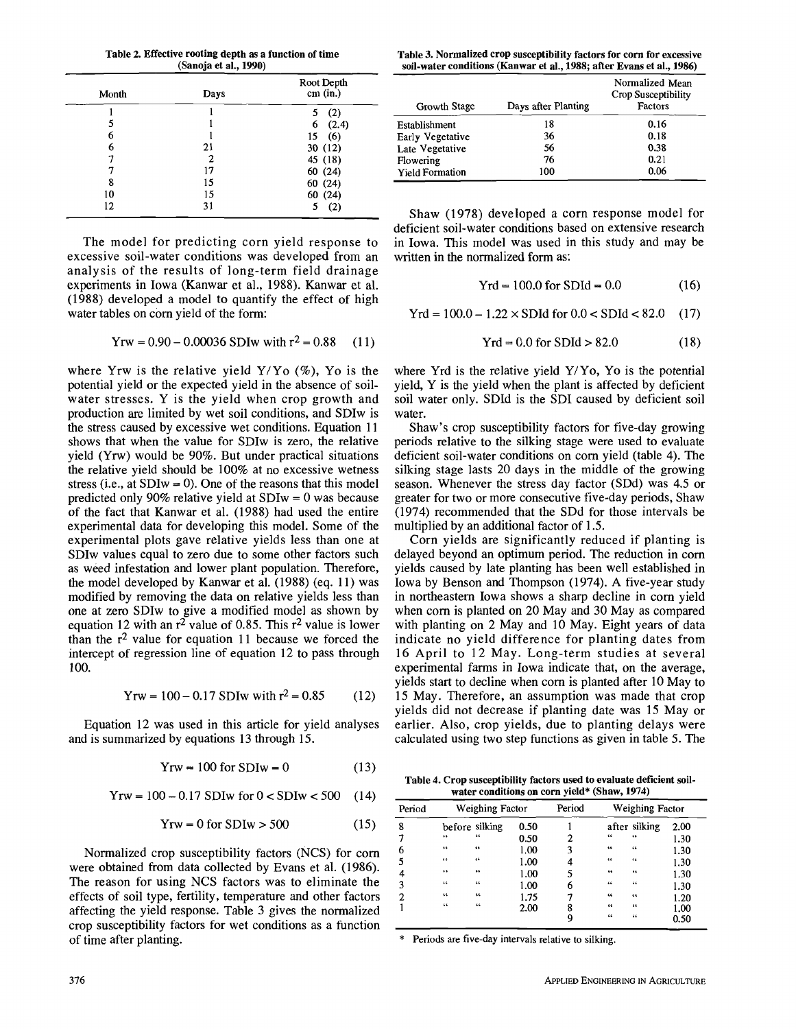Table 2. Effective rooting depth as a function of time (Sanoja et al., 1990)

| Month | Days | Root Depth cm (in.) |
|---|---|---|
| 1 | 1 | 5 (2) |
| 5 | 1 | 6 (2.4) |
| 6 | 1 | 15 (6) |
| 6 | 21 | 30 (12) |
| 7 | 2 | 45 (18) |
| 7 | 17 | 60 (24) |
| 8 | 15 | 60 (24) |
| 10 | 15 | 60 (24) |
| 12 | 31 | 5 (2) |

The model for predicting corn yield response to excessive soil-water conditions was developed from an analysis of the results of long-term field drainage experiments in Iowa (Kanwar et al., 1988). Kanwar et al. (1988) developed a model to quantify the effect of high water tables on corn yield of the form:

$$\text{Yrw} = 0.90 - 0.00036 \text{ SDIw with } r^2 = 0.88 \quad (11)$$

where Yrw is the relative yield Y/Yo (%), Yo is the potential yield or the expected yield in the absence of soil-water stresses. Y is the yield when crop growth and production are limited by wet soil conditions, and SDIw is the stress caused by excessive wet conditions. Equation 11 shows that when the value for SDIw is zero, the relative yield (Yrw) would be 90%. But under practical situations the relative yield should be 100% at no excessive wetness stress (i.e., at SDIw = 0). One of the reasons that this model predicted only 90% relative yield at SDIw = 0 was because of the fact that Kanwar et al. (1988) had used the entire experimental data for developing this model. Some of the experimental plots gave relative yields less than one at SDIw values equal to zero due to some other factors such as weed infestation and lower plant population. Therefore, the model developed by Kanwar et al. (1988) (eq. 11) was modified by removing the data on relative yields less than one at zero SDIw to give a modified model as shown by equation 12 with an $r^2$ value of 0.85. This $r^2$ value is lower than the $r^2$ value for equation 11 because we forced the intercept of regression line of equation 12 to pass through 100.

$$\text{Yrw} = 100 - 0.17 \text{ SDIw with } r^2 = 0.85 \quad (12)$$

Equation 12 was used in this article for yield analyses and is summarized by equations 13 through 15.

$$\text{Yrw} = 100 \text{ for SDIw} = 0 \quad (13)$$

$$\text{Yrw} = 100 - 0.17 \text{ SDIw for } 0 < \text{SDIw} < 500 \quad (14)$$

$$\text{Yrw} = 0 \text{ for SDIw} > 500 \quad (15)$$

Normalized crop susceptibility factors (NCS) for corn were obtained from data collected by Evans et al. (1986). The reason for using NCS factors was to eliminate the effects of soil type, fertility, temperature and other factors affecting the yield response. Table 3 gives the normalized crop susceptibility factors for wet conditions as a function of time after planting.

Table 3. Normalized crop susceptibility factors for corn for excessive soil-water conditions (Kanwar et al., 1988; after Evans et al., 1986)

| Growth Stage | Days after Planting | Normalized Mean Crop Susceptibility Factors |
|---|---|---|
| Establishment | 18 | 0.16 |
| Early Vegetative | 36 | 0.18 |
| Late Vegetative | 56 | 0.38 |
| Flowering | 76 | 0.21 |
| Yield Formation | 100 | 0.06 |

Shaw (1978) developed a corn response model for deficient soil-water conditions based on extensive research in Iowa. This model was used in this study and may be written in the normalized form as:

$$\text{Yrd} = 100.0 \text{ for SDId} = 0.0 \quad (16)$$

$$\text{Yrd} = 100.0 - 1.22 \times \text{SDId for } 0.0 < \text{SDId} < 82.0 \quad (17)$$

$$\text{Yrd} = 0.0 \text{ for SDId} > 82.0 \quad (18)$$

where Yrd is the relative yield Y/Yo, Yo is the potential yield, Y is the yield when the plant is affected by deficient soil water only. SDId is the SDI caused by deficient soil water.

Shaw's crop susceptibility factors for five-day growing periods relative to the silking stage were used to evaluate deficient soil-water conditions on corn yield (table 4). The silking stage lasts 20 days in the middle of the growing season. Whenever the stress day factor (SDd) was 4.5 or greater for two or more consecutive five-day periods, Shaw (1974) recommended that the SDd for those intervals be multiplied by an additional factor of 1.5.

Corn yields are significantly reduced if planting is delayed beyond an optimum period. The reduction in corn yields caused by late planting has been well established in Iowa by Benson and Thompson (1974). A five-year study in northeastern Iowa shows a sharp decline in corn yield when corn is planted on 20 May and 30 May as compared with planting on 2 May and 10 May. Eight years of data indicate no yield difference for planting dates from 16 April to 12 May. Long-term studies at several experimental farms in Iowa indicate that, on the average, yields start to decline when corn is planted after 10 May to 15 May. Therefore, an assumption was made that crop yields did not decrease if planting date was 15 May or earlier. Also, crop yields, due to planting delays were calculated using two step functions as given in table 5. The

Table 4. Crop susceptibility factors used to evaluate deficient soil-water conditions on corn yield* (Shaw, 1974)

| Period | Weighing Factor | | Period | Weighing Factor | |
|---|---|---|---|---|---|
| 8 | before silking | 0.50 | 1 | after silking | 2.00 |
| 7 | " " | 0.50 | 2 | " " | 1.30 |
| 6 | " " | 1.00 | 3 | " " | 1.30 |
| 5 | " " | 1.00 | 4 | " " | 1.30 |
| 4 | " " | 1.00 | 5 | " " | 1.30 |
| 3 | " " | 1.00 | 6 | " " | 1.30 |
| 2 | " " | 1.75 | 7 | " " | 1.20 |
| 1 | " " | 2.00 | 8 | " " | 1.00 |
| | | | 9 | " " | 0.50 |

\* Periods are five-day intervals relative to silking.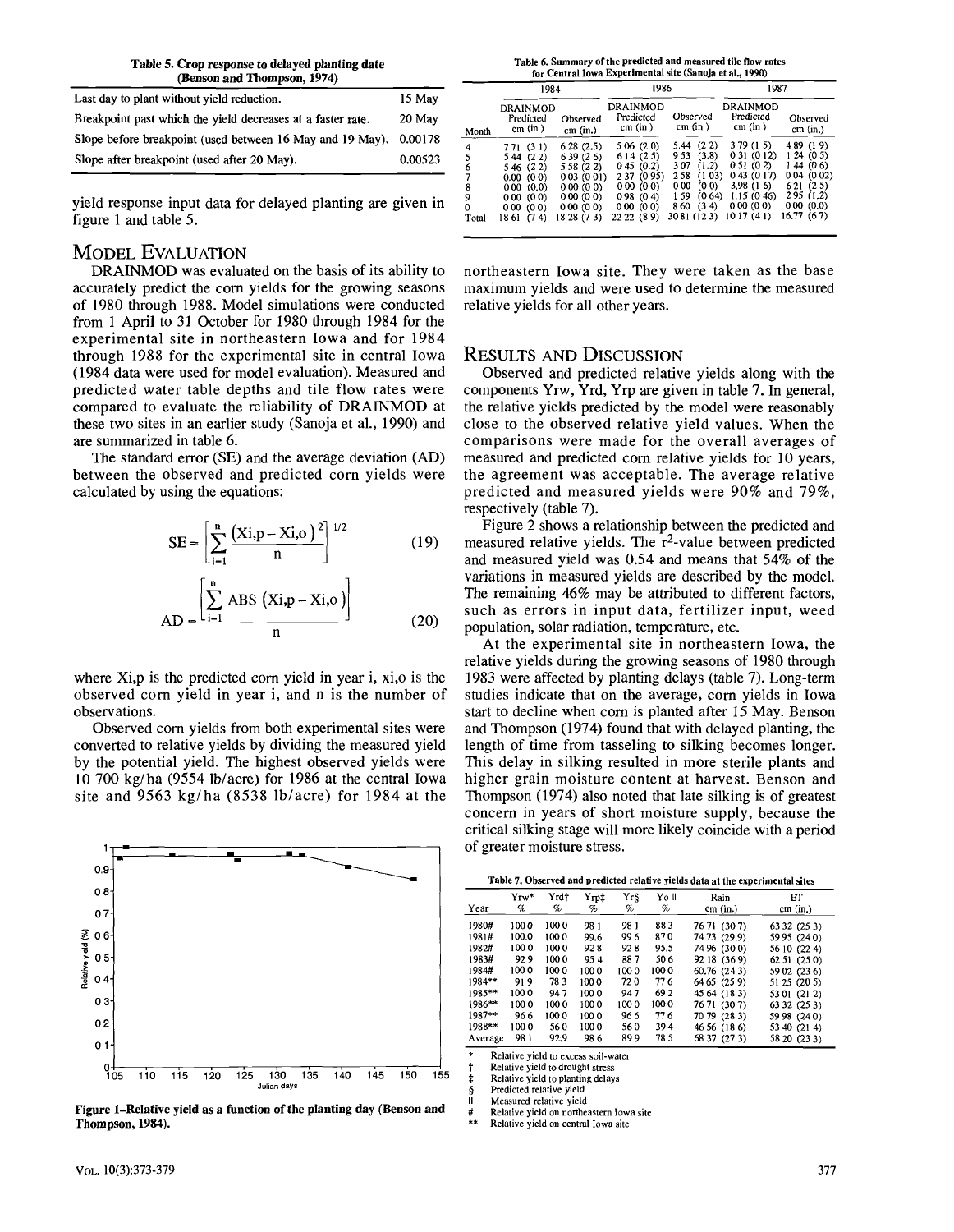**Table 5. Crop response to delayed planting date (Benson and Thompson, 1974)**

| | |
|---|---|
| Last day to plant without yield reduction. | 15 May |
| Breakpoint past which the yield decreases at a faster rate. | 20 May |
| Slope before breakpoint (used between 16 May and 19 May). | 0.00178 |
| Slope after breakpoint (used after 20 May). | 0.00523 |

yield response input data for delayed planting are given in figure 1 and table 5.

## Model Evaluation

DRAINMOD was evaluated on the basis of its ability to accurately predict the corn yields for the growing seasons of 1980 through 1988. Model simulations were conducted from 1 April to 31 October for 1980 through 1984 for the experimental site in northeastern Iowa and for 1984 through 1988 for the experimental site in central Iowa (1984 data were used for model evaluation). Measured and predicted water table depths and tile flow rates were compared to evaluate the reliability of DRAINMOD at these two sites in an earlier study (Sanoja et al., 1990) and are summarized in table 6.

The standard error (SE) and the average deviation (AD) between the observed and predicted corn yields were calculated by using the equations:

$$SE = \left[ \sum_{i=1}^{n} \frac{(Xi,p - Xi,o)^2}{n} \right]^{1/2} \tag{19}$$

$$AD = \frac{\left[ \sum_{i=1}^{n} ABS\,(Xi,p - Xi,o) \right]}{n} \tag{20}$$

where Xi,p is the predicted corn yield in year i, xi,o is the observed corn yield in year i, and n is the number of observations.

Observed corn yields from both experimental sites were converted to relative yields by dividing the measured yield by the potential yield. The highest observed yields were 10 700 kg/ha (9554 lb/acre) for 1986 at the central Iowa site and 9563 kg/ha (8538 lb/acre) for 1984 at the northeastern Iowa site. They were taken as the base maximum yields and were used to determine the measured relative yields for all other years.

Figure 1–Relative yield as a function of the planting day (Benson and Thompson, 1984).

**Table 6. Summary of the predicted and measured tile flow rates for Central Iowa Experimental site (Sanoja et al., 1990)**

| | 1984 | | 1986 | | 1987 | |
|---|---|---|---|---|---|---|
| Month | DRAINMOD Predicted cm (in.) | Observed cm (in.) | DRAINMOD Predicted cm (in.) | Observed cm (in.) | DRAINMOD Predicted cm (in.) | Observed cm (in.) |
| 4 | 7.71 (3.1) | 6.28 (2.5) | 5.06 (2.0) | 5.44 (2.2) | 3.79 (1.5) | 4.89 (1.9) |
| 5 | 5.44 (2.2) | 6.39 (2.6) | 6.14 (2.5) | 9.53 (3.8) | 0.31 (0.12) | 1.24 (0.5) |
| 6 | 5.46 (2.2) | 5.58 (2.2) | 0.45 (0.2) | 3.07 (1.2) | 0.51 (0.2) | 1.44 (0.6) |
| 7 | 0.00 (0.0) | 0.03 (0.01) | 2.37 (0.95) | 2.58 (1.03) | 0.43 (0.17) | 0.04 (0.02) |
| 8 | 0.00 (0.0) | 0.00 (0.0) | 0.00 (0.0) | 0.00 (0.0) | 3.98 (1.6) | 6.21 (2.5) |
| 9 | 0.00 (0.0) | 0.00 (0.0) | 0.98 (0.4) | 1.59 (0.64) | 1.15 (0.46) | 2.95 (1.2) |
| 0 | 0.00 (0.0) | 0.00 (0.0) | 0.00 (0.0) | 8.60 (3.4) | 0.00 (0.0) | 0.00 (0.0) |
| Total | 18.61 (7.4) | 18.28 (7.3) | 22.22 (8.9) | 30.81 (12.3) | 10.17 (4.1) | 16.77 (6.7) |

## Results and Discussion

Observed and predicted relative yields along with the components Yrw, Yrd, Yrp are given in table 7. In general, the relative yields predicted by the model were reasonably close to the observed relative yield values. When the comparisons were made for the overall averages of measured and predicted corn relative yields for 10 years, the agreement was acceptable. The average relative predicted and measured yields were 90% and 79%, respectively (table 7).

Figure 2 shows a relationship between the predicted and measured relative yields. The $r^2$-value between predicted and measured yield was 0.54 and means that 54% of the variations in measured yields are described by the model. The remaining 46% may be attributed to different factors, such as errors in input data, fertilizer input, weed population, solar radiation, temperature, etc.

At the experimental site in northeastern Iowa, the relative yields during the growing seasons of 1980 through 1983 were affected by planting delays (table 7). Long-term studies indicate that on the average, corn yields in Iowa start to decline when corn is planted after 15 May. Benson and Thompson (1974) found that with delayed planting, the length of time from tasseling to silking becomes longer. This delay in silking resulted in more sterile plants and higher grain moisture content at harvest. Benson and Thompson (1974) also noted that late silking is of greatest concern in years of short moisture supply, because the critical silking stage will more likely coincide with a period of greater moisture stress.

**Table 7. Observed and predicted relative yields data at the experimental sites**

| Year | Yrw* % | Yrd† % | Yrp‡ % | Yr§ % | Yo ‖ % | Rain cm (in.) | ET cm (in.) |
|---|---|---|---|---|---|---|---|
| 1980# | 100.0 | 100.0 | 98.1 | 98.1 | 88.3 | 76.71 (30.7) | 63.32 (25.3) |
| 1981# | 100.0 | 100.0 | 99.6 | 99.6 | 87.0 | 74.73 (29.9) | 59.95 (24.0) |
| 1982# | 100.0 | 100.0 | 92.8 | 92.8 | 95.5 | 74.96 (30.0) | 56.10 (22.4) |
| 1983# | 92.9 | 100.0 | 95.4 | 88.7 | 50.6 | 92.18 (36.9) | 62.51 (25.0) |
| 1984# | 100.0 | 100.0 | 100.0 | 100.0 | 100.0 | 60.76 (24.3) | 59.02 (23.6) |
| 1984** | 91.9 | 78.3 | 100.0 | 72.0 | 77.6 | 64.65 (25.9) | 51.25 (20.5) |
| 1985** | 100.0 | 94.7 | 100.0 | 94.7 | 69.2 | 45.64 (18.3) | 53.01 (21.2) |
| 1986** | 100.0 | 100.0 | 100.0 | 100.0 | 100.0 | 76.71 (30.7) | 63.32 (25.3) |
| 1987** | 96.6 | 100.0 | 100.0 | 96.6 | 77.6 | 70.79 (28.3) | 59.98 (24.0) |
| 1988** | 100.0 | 56.0 | 100.0 | 56.0 | 39.4 | 46.56 (18.6) | 53.40 (21.4) |
| Average | 98.1 | 92.9 | 98.6 | 89.9 | 78.5 | 68.37 (27.3) | 58.20 (23.3) |

\* Relative yield to excess soil-water
† Relative yield to drought stress
‡ Relative yield to planting delays
§ Predicted relative yield
‖ Measured relative yield
\# Relative yield on northeastern Iowa site
\*\* Relative yield on central Iowa site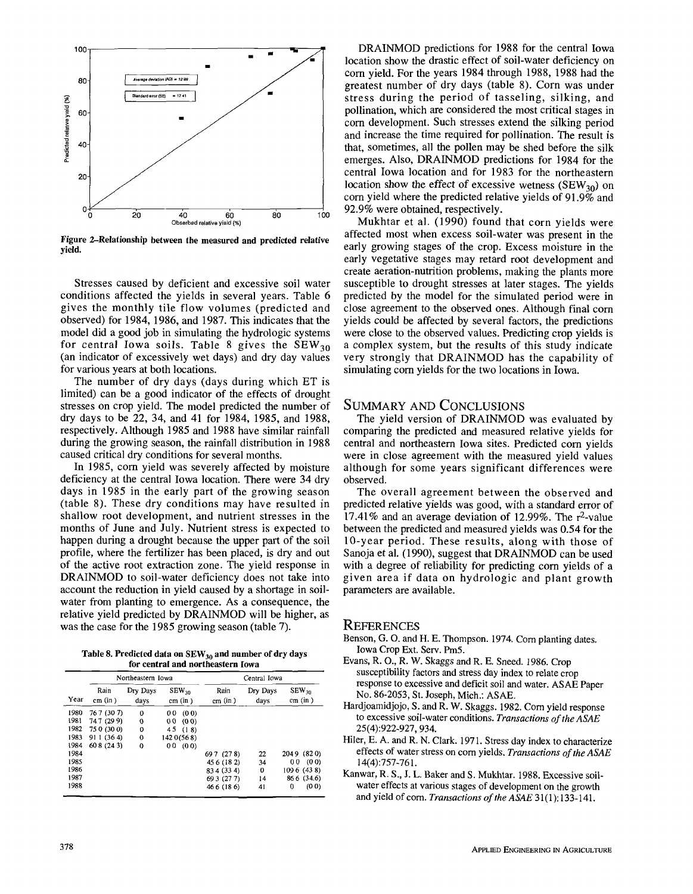Figure 2–Relationship between the measured and predicted relative yield.

Stresses caused by deficient and excessive soil water conditions affected the yields in several years. Table 6 gives the monthly tile flow volumes (predicted and observed) for 1984, 1986, and 1987. This indicates that the model did a good job in simulating the hydrologic systems for central Iowa soils. Table 8 gives the $SEW_{30}$ (an indicator of excessively wet days) and dry day values for various years at both locations.

The number of dry days (days during which ET is limited) can be a good indicator of the effects of drought stresses on crop yield. The model predicted the number of dry days to be 22, 34, and 41 for 1984, 1985, and 1988, respectively. Although 1985 and 1988 have similar rainfall during the growing season, the rainfall distribution in 1988 caused critical dry conditions for several months.

In 1985, corn yield was severely affected by moisture deficiency at the central Iowa location. There were 34 dry days in 1985 in the early part of the growing season (table 8). These dry conditions may have resulted in shallow root development, and nutrient stresses in the months of June and July. Nutrient stress is expected to happen during a drought because the upper part of the soil profile, where the fertilizer has been placed, is dry and out of the active root extraction zone. The yield response in DRAINMOD to soil-water deficiency does not take into account the reduction in yield caused by a shortage in soil-water from planting to emergence. As a consequence, the relative yield predicted by DRAINMOD will be higher, as was the case for the 1985 growing season (table 7).

**Table 8. Predicted data on $SEW_{30}$ and number of dry days for central and northeastern Iowa**

| | Northeastern Iowa | | | Central Iowa | | |
|---|---|---|---|---|---|---|
| Year | Rain cm (in) | Dry Days days | $SEW_{30}$ cm (in) | Rain cm (in) | Dry Days days | $SEW_{30}$ cm (in) |
| 1980 | 76.7 (30.7) | 0 | 0.0 (0.0) | | | |
| 1981 | 74.7 (29.9) | 0 | 0.0 (0.0) | | | |
| 1982 | 75.0 (30.0) | 0 | 4.5 (1.8) | | | |
| 1983 | 91.1 (36.4) | 0 | 142.0(56.8) | | | |
| 1984 | 60.8 (24.3) | 0 | 0.0 (0.0) | | | |
| 1984 | | | | 69.7 (27.8) | 22 | 204.9 (82.0) |
| 1985 | | | | 45.6 (18.2) | 34 | 0.0 (0.0) |
| 1986 | | | | 83.4 (33.4) | 0 | 109.6 (43.8) |
| 1987 | | | | 69.3 (27.7) | 14 | 86.6 (34.6) |
| 1988 | | | | 46.6 (18.6) | 41 | 0 (0.0) |

DRAINMOD predictions for 1988 for the central Iowa location show the drastic effect of soil-water deficiency on corn yield. For the years 1984 through 1988, 1988 had the greatest number of dry days (table 8). Corn was under stress during the period of tasseling, silking, and pollination, which are considered the most critical stages in corn development. Such stresses extend the silking period and increase the time required for pollination. The result is that, sometimes, all the pollen may be shed before the silk emerges. Also, DRAINMOD predictions for 1984 for the central Iowa location and for 1983 for the northeastern location show the effect of excessive wetness ($SEW_{30}$) on corn yield where the predicted relative yields of 91.9% and 92.9% were obtained, respectively.

Mukhtar et al. (1990) found that corn yields were affected most when excess soil-water was present in the early growing stages of the crop. Excess moisture in the early vegetative stages may retard root development and create aeration-nutrition problems, making the plants more susceptible to drought stresses at later stages. The yields predicted by the model for the simulated period were in close agreement to the observed ones. Although final corn yields could be affected by several factors, the predictions were close to the observed values. Predicting crop yields is a complex system, but the results of this study indicate very strongly that DRAINMOD has the capability of simulating corn yields for the two locations in Iowa.

## SUMMARY AND CONCLUSIONS

The yield version of DRAINMOD was evaluated by comparing the predicted and measured relative yields for central and northeastern Iowa sites. Predicted corn yields were in close agreement with the measured yield values although for some years significant differences were observed.

The overall agreement between the observed and predicted relative yields was good, with a standard error of 17.41% and an average deviation of 12.99%. The $r^2$-value between the predicted and measured yields was 0.54 for the 10-year period. These results, along with those of Sanoja et al. (1990), suggest that DRAINMOD can be used with a degree of reliability for predicting corn yields of a given area if data on hydrologic and plant growth parameters are available.

## REFERENCES

Benson, G. O. and H. E. Thompson. 1974. Corn planting dates. Iowa Crop Ext. Serv. Pm5.

Evans, R. O., R. W. Skaggs and R. E. Sneed. 1986. Crop susceptibility factors and stress day index to relate crop response to excessive and deficit soil and water. ASAE Paper No. 86-2053, St. Joseph, Mich.: ASAE.

Hardjoamidjojo, S. and R. W. Skaggs. 1982. Corn yield response to excessive soil-water conditions. *Transactions of the ASAE* 25(4):922-927, 934.

Hiler, E. A. and R. N. Clark. 1971. Stress day index to characterize effects of water stress on corn yields. *Transactions of the ASAE* 14(4):757-761.

Kanwar, R. S., J. L. Baker and S. Mukhtar. 1988. Excessive soil-water effects at various stages of development on the growth and yield of corn. *Transactions of the ASAE* 31(1):133-141.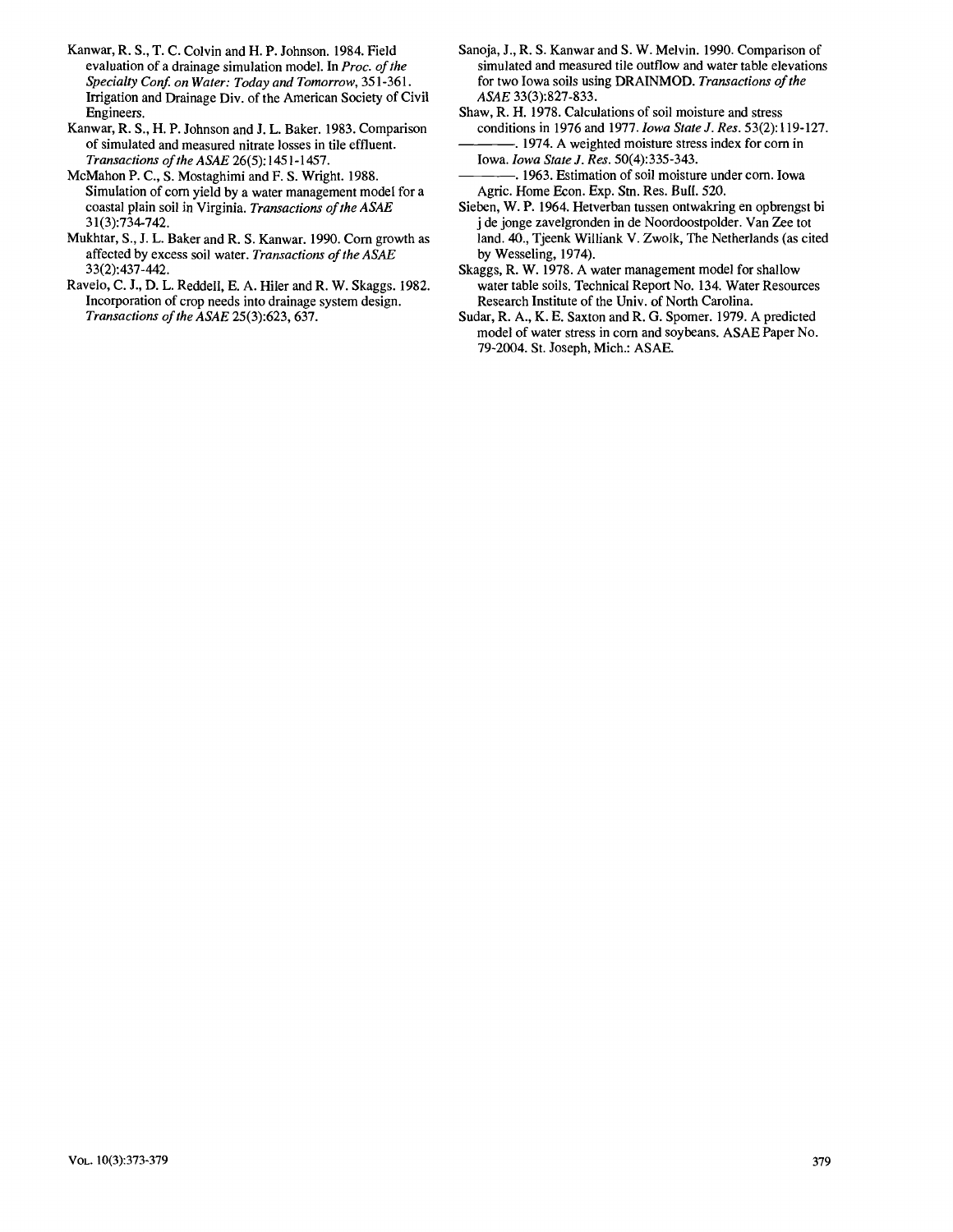Kanwar, R. S., T. C. Colvin and H. P. Johnson. 1984. Field evaluation of a drainage simulation model. In *Proc. of the Specialty Conf. on Water: Today and Tomorrow*, 351-361. Irrigation and Drainage Div. of the American Society of Civil Engineers.

Kanwar, R. S., H. P. Johnson and J. L. Baker. 1983. Comparison of simulated and measured nitrate losses in tile effluent. *Transactions of the ASAE* 26(5):1451-1457.

McMahon P. C., S. Mostaghimi and F. S. Wright. 1988. Simulation of corn yield by a water management model for a coastal plain soil in Virginia. *Transactions of the ASAE* 31(3):734-742.

Mukhtar, S., J. L. Baker and R. S. Kanwar. 1990. Corn growth as affected by excess soil water. *Transactions of the ASAE* 33(2):437-442.

Ravelo, C. J., D. L. Reddell, E. A. Hiler and R. W. Skaggs. 1982. Incorporation of crop needs into drainage system design. *Transactions of the ASAE* 25(3):623, 637.

Sanoja, J., R. S. Kanwar and S. W. Melvin. 1990. Comparison of simulated and measured tile outflow and water table elevations for two Iowa soils using DRAINMOD. *Transactions of the ASAE* 33(3):827-833.

Shaw, R. H. 1978. Calculations of soil moisture and stress conditions in 1976 and 1977. *Iowa State J. Res.* 53(2):119-127.

———. 1974. A weighted moisture stress index for corn in Iowa. *Iowa State J. Res.* 50(4):335-343.

———. 1963. Estimation of soil moisture under corn. Iowa Agric. Home Econ. Exp. Stn. Res. Bull. 520.

Sieben, W. P. 1964. Hetverban tussen ontwakring en opbrengst bi j de jonge zavelgronden in de Noordoostpolder. Van Zee tot land. 40., Tjeenk Williank V. Zwolk, The Netherlands (as cited by Wesseling, 1974).

Skaggs, R. W. 1978. A water management model for shallow water table soils. Technical Report No. 134. Water Resources Research Institute of the Univ. of North Carolina.

Sudar, R. A., K. E. Saxton and R. G. Spomer. 1979. A predicted model of water stress in corn and soybeans. ASAE Paper No. 79-2004. St. Joseph, Mich.: ASAE.